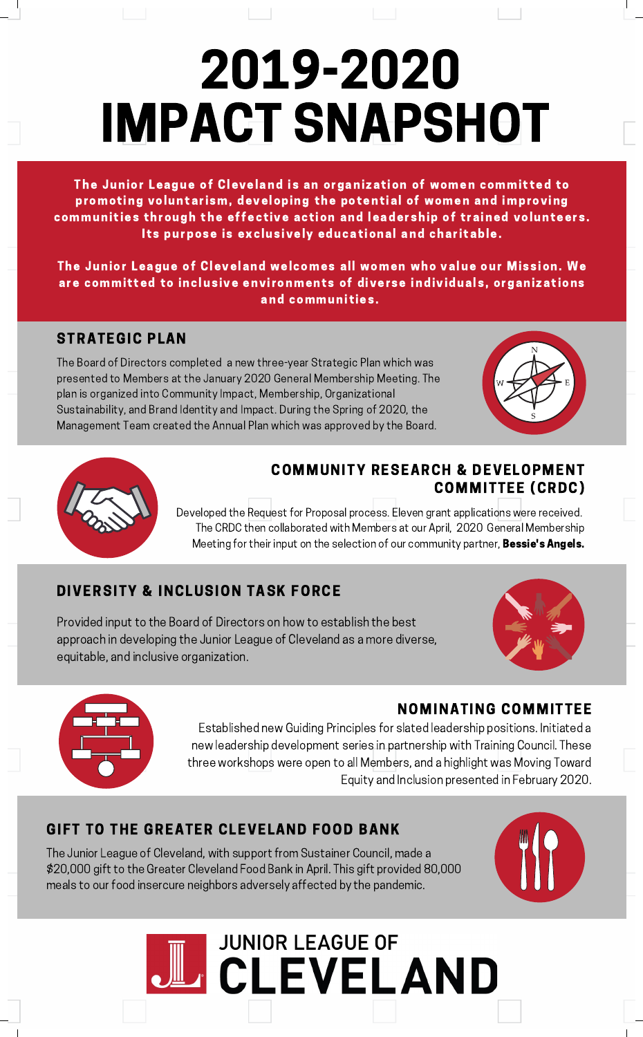# 2019-2020 IMPACT SNAPSHOT

**The Junior League of Cleveland is an organization of women committed to promoting voluntarism, developing the potential of women and improving communities through the effective action and leadership of trained volunteers. Its purpose is exclusively educational and charitable.**

**The Junior League of Cleveland welcomes all women who value our Mission. We are committed to inclusive environments of diverse individuals, organizations and communities.**

## STRATEGIC PLAN

The Board of Directors completed a new three-year Strategic Plan which was presented to Members at the January 2020 General Membership Meeting. The plan is organized into Community Impact, Membership, Organizational Sustainability, and Brand Identity and Impact. During the Spring of 2020, the Management Team created the Annual Plan which was approved by the Board.

## COMMUNITY RESEARCH & DEVELOPMENT COMMITTEE (CRDC)

Developed the Request for Proposal process. Eleven grant applications were received. The CRDC then collaborated with Members at our April, 2020 General Membership Meeting for their input on the selection of our community partner, **Bessie's Angels.**

## DIVERSITY & INCLUSION TASK FORCE

Provided input to the Board of Directors on how to establish the best approach in developing the Junior League of Cleveland as a more diverse, equitable, and inclusive organization.

## NOMINATING COMMITTEE

Established new Guiding Principles for slated leadership positions. Initiated a new leadership development series in partnership with Training Council. These three workshops were open to all Members, and a highlight was Moving Toward Equity and Inclusion presented in February 2020.

## GIFT TO THE GREATER CLEVELAND FOOD BANK

The Junior League of Cleveland, with support from Sustainer Council, made a $20,000 gift to the Greater Cleveland Food Bank in April. This gift provided 80,000 meals to our food insercure neighbors adversely affected by the pandemic.

JUNIOR LEAGUE OF CLEVELAND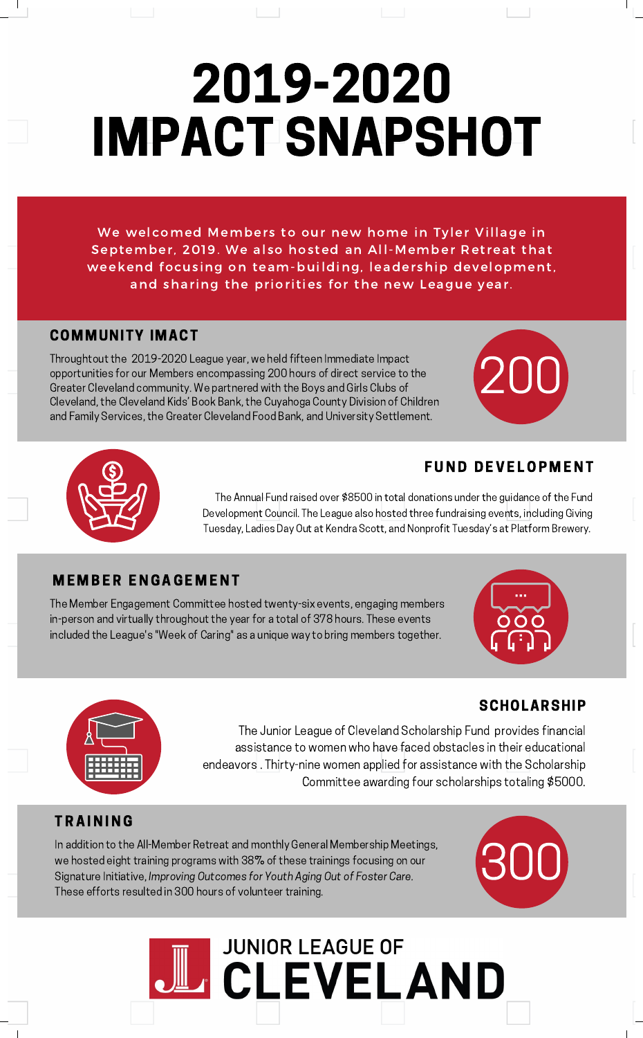# 2019-2020 IMPACT SNAPSHOT

We welcomed Members to our new home in Tyler Village in September, 2019. We also hosted an All-Member Retreat that weekend focusing on team-building, leadership development, and sharing the priorities for the new League year.

## COMMUNITY IMACT

Throughtout the 2019-2020 League year, we held fifteen Immediate Impact opportunities for our Members encompassing 200 hours of direct service to the Greater Cleveland community. We partnered with the Boys and Girls Clubs of Cleveland, the Cleveland Kids' Book Bank, the Cuyahoga County Division of Children and Family Services, the Greater Cleveland Food Bank, and University Settlement.

200

## FUND DEVELOPMENT

The Annual Fund raised over $8500 in total donations under the guidance of the Fund Development Council. The League also hosted three fundraising events, including Giving Tuesday, Ladies Day Out at Kendra Scott, and Nonprofit Tuesday's at Platform Brewery.

## MEMBER ENGAGEMENT

The Member Engagement Committee hosted twenty-six events, engaging members in-person and virtually throughout the year for a total of 378 hours. These events included the League's "Week of Caring" as a unique way to bring members together.

## SCHOLARSHIP

The Junior League of Cleveland Scholarship Fund provides financial assistance to women who have faced obstacles in their educational endeavors . Thirty-nine women applied for assistance with the Scholarship Committee awarding four scholarships totaling $5000.

## TRAINING

In addition to the All-Member Retreat and monthly General Membership Meetings, we hosted eight training programs with 38% of these trainings focusing on our Signature Initiative, *Improving Outcomes for Youth Aging Out of Foster Care.* These efforts resulted in 300 hours of volunteer training.

300

JUNIOR LEAGUE OF CLEVELAND